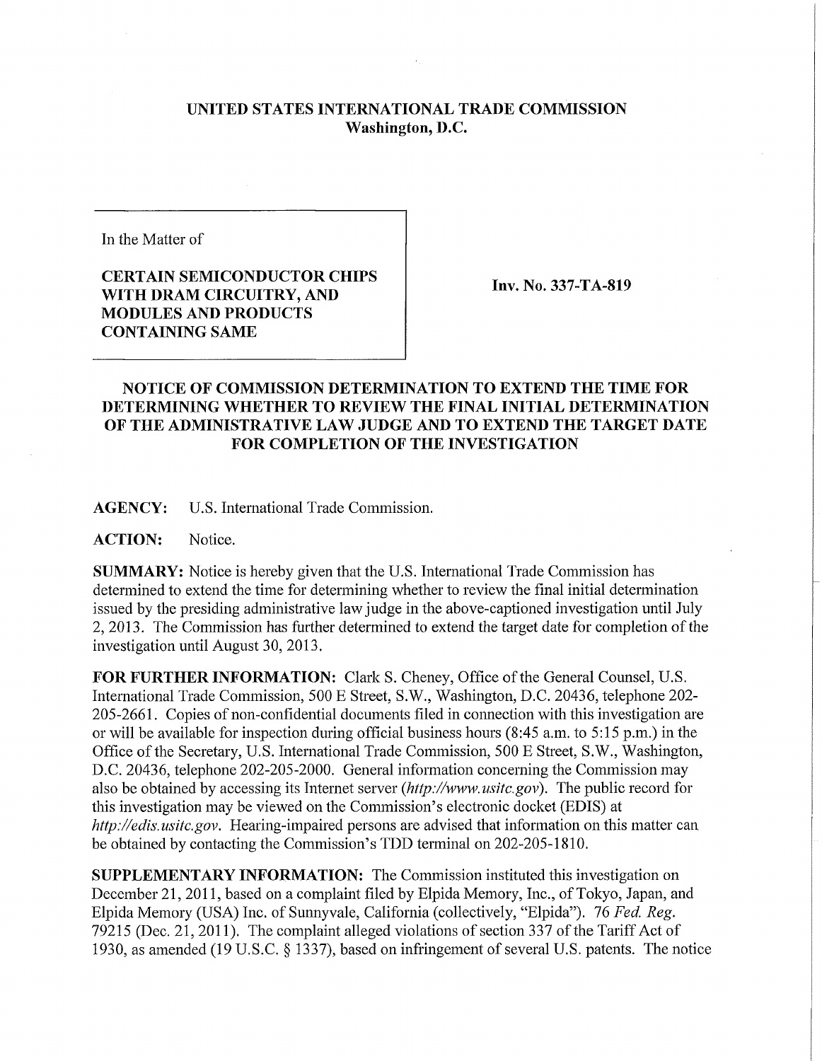**UNITED STATES INTERNATIONAL TRADE COMMISSION**
**Washington, D.C.**

In the Matter of

**CERTAIN SEMICONDUCTOR CHIPS WITH DRAM CIRCUITRY, AND MODULES AND PRODUCTS CONTAINING SAME**

**Inv. No. 337-TA-819**

## NOTICE OF COMMISSION DETERMINATION TO EXTEND THE TIME FOR DETERMINING WHETHER TO REVIEW THE FINAL INITIAL DETERMINATION OF THE ADMINISTRATIVE LAW JUDGE AND TO EXTEND THE TARGET DATE FOR COMPLETION OF THE INVESTIGATION

**AGENCY:** U.S. International Trade Commission.

**ACTION:** Notice.

**SUMMARY:** Notice is hereby given that the U.S. International Trade Commission has determined to extend the time for determining whether to review the final initial determination issued by the presiding administrative law judge in the above-captioned investigation until July 2, 2013. The Commission has further determined to extend the target date for completion of the investigation until August 30, 2013.

**FOR FURTHER INFORMATION:** Clark S. Cheney, Office of the General Counsel, U.S. International Trade Commission, 500 E Street, S.W., Washington, D.C. 20436, telephone 202-205-2661. Copies of non-confidential documents filed in connection with this investigation are or will be available for inspection during official business hours (8:45 a.m. to 5:15 p.m.) in the Office of the Secretary, U.S. International Trade Commission, 500 E Street, S.W., Washington, D.C. 20436, telephone 202-205-2000. General information concerning the Commission may also be obtained by accessing its Internet server (*http://www.usitc.gov*). The public record for this investigation may be viewed on the Commission's electronic docket (EDIS) at *http://edis.usitc.gov*. Hearing-impaired persons are advised that information on this matter can be obtained by contacting the Commission's TDD terminal on 202-205-1810.

**SUPPLEMENTARY INFORMATION:** The Commission instituted this investigation on December 21, 2011, based on a complaint filed by Elpida Memory, Inc., of Tokyo, Japan, and Elpida Memory (USA) Inc. of Sunnyvale, California (collectively, "Elpida"). 76 *Fed. Reg.* 79215 (Dec. 21, 2011). The complaint alleged violations of section 337 of the Tariff Act of 1930, as amended (19 U.S.C. § 1337), based on infringement of several U.S. patents. The notice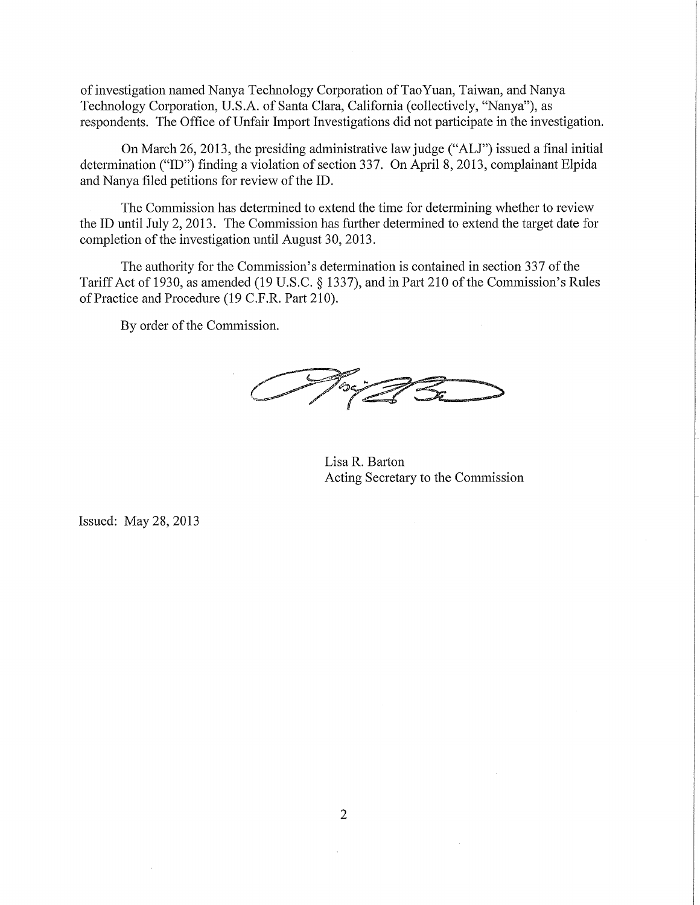of investigation named Nanya Technology Corporation of TaoYuan, Taiwan, and Nanya Technology Corporation, U.S.A. of Santa Clara, California (collectively, "Nanya"), as respondents. The Office of Unfair Import Investigations did not participate in the investigation.

On March 26, 2013, the presiding administrative law judge ("ALJ") issued a final initial determination ("ID") finding a violation of section 337. On April 8, 2013, complainant Elpida and Nanya filed petitions for review of the ID.

The Commission has determined to extend the time for determining whether to review the ID until July 2, 2013. The Commission has further determined to extend the target date for completion of the investigation until August 30, 2013.

The authority for the Commission's determination is contained in section 337 of the Tariff Act of 1930, as amended (19 U.S.C. § 1337), and in Part 210 of the Commission's Rules of Practice and Procedure (19 C.F.R. Part 210).

By order of the Commission.

Lisa R. Barton
Acting Secretary to the Commission

Issued: May 28, 2013